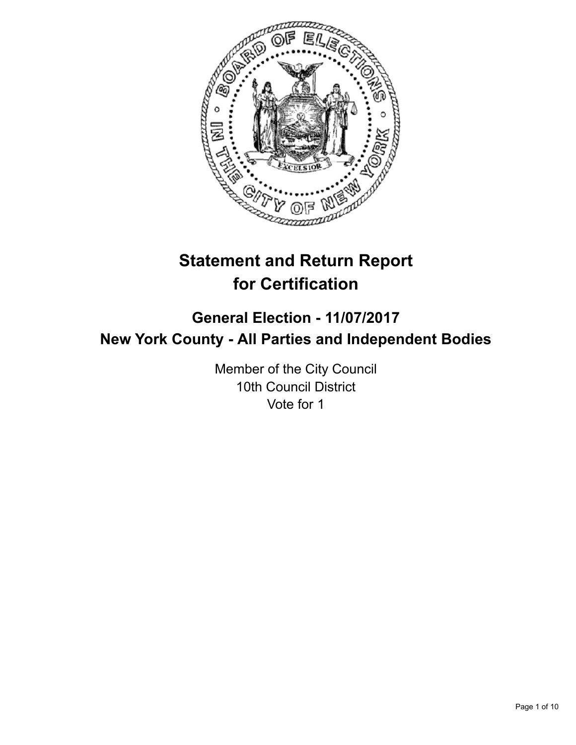# Statement and Return Report for Certification

## General Election - 11/07/2017
## New York County - All Parties and Independent Bodies

Member of the City Council
10th Council District
Vote for 1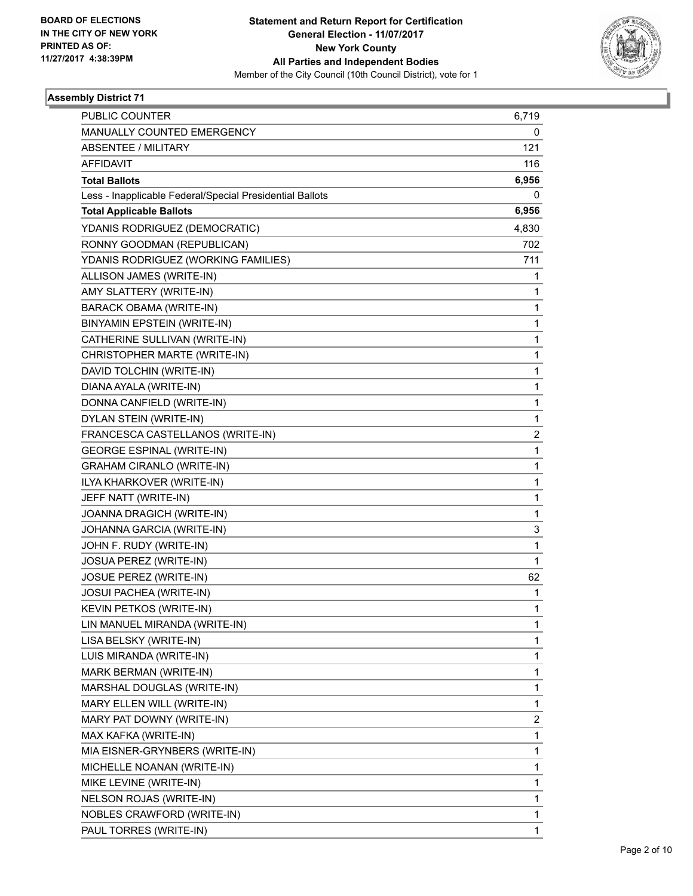**BOARD OF ELECTIONS IN THE CITY OF NEW YORK PRINTED AS OF: 11/27/2017 4:38:39PM**

**Statement and Return Report for Certification**
**General Election - 11/07/2017**
**New York County**
**All Parties and Independent Bodies**
Member of the City Council (10th Council District), vote for 1

## Assembly District 71

| | |
|---|---|
| PUBLIC COUNTER | 6,719 |
| MANUALLY COUNTED EMERGENCY | 0 |
| ABSENTEE / MILITARY | 121 |
| AFFIDAVIT | 116 |
| **Total Ballots** | **6,956** |
| Less - Inapplicable Federal/Special Presidential Ballots | 0 |
| **Total Applicable Ballots** | **6,956** |
| YDANIS RODRIGUEZ (DEMOCRATIC) | 4,830 |
| RONNY GOODMAN (REPUBLICAN) | 702 |
| YDANIS RODRIGUEZ (WORKING FAMILIES) | 711 |
| ALLISON JAMES (WRITE-IN) | 1 |
| AMY SLATTERY (WRITE-IN) | 1 |
| BARACK OBAMA (WRITE-IN) | 1 |
| BINYAMIN EPSTEIN (WRITE-IN) | 1 |
| CATHERINE SULLIVAN (WRITE-IN) | 1 |
| CHRISTOPHER MARTE (WRITE-IN) | 1 |
| DAVID TOLCHIN (WRITE-IN) | 1 |
| DIANA AYALA (WRITE-IN) | 1 |
| DONNA CANFIELD (WRITE-IN) | 1 |
| DYLAN STEIN (WRITE-IN) | 1 |
| FRANCESCA CASTELLANOS (WRITE-IN) | 2 |
| GEORGE ESPINAL (WRITE-IN) | 1 |
| GRAHAM CIRANLO (WRITE-IN) | 1 |
| ILYA KHARKOVER (WRITE-IN) | 1 |
| JEFF NATT (WRITE-IN) | 1 |
| JOANNA DRAGICH (WRITE-IN) | 1 |
| JOHANNA GARCIA (WRITE-IN) | 3 |
| JOHN F. RUDY (WRITE-IN) | 1 |
| JOSUA PEREZ (WRITE-IN) | 1 |
| JOSUE PEREZ (WRITE-IN) | 62 |
| JOSUI PACHEA (WRITE-IN) | 1 |
| KEVIN PETKOS (WRITE-IN) | 1 |
| LIN MANUEL MIRANDA (WRITE-IN) | 1 |
| LISA BELSKY (WRITE-IN) | 1 |
| LUIS MIRANDA (WRITE-IN) | 1 |
| MARK BERMAN (WRITE-IN) | 1 |
| MARSHAL DOUGLAS (WRITE-IN) | 1 |
| MARY ELLEN WILL (WRITE-IN) | 1 |
| MARY PAT DOWNY (WRITE-IN) | 2 |
| MAX KAFKA (WRITE-IN) | 1 |
| MIA EISNER-GRYNBERS (WRITE-IN) | 1 |
| MICHELLE NOANAN (WRITE-IN) | 1 |
| MIKE LEVINE (WRITE-IN) | 1 |
| NELSON ROJAS (WRITE-IN) | 1 |
| NOBLES CRAWFORD (WRITE-IN) | 1 |
| PAUL TORRES (WRITE-IN) | 1 |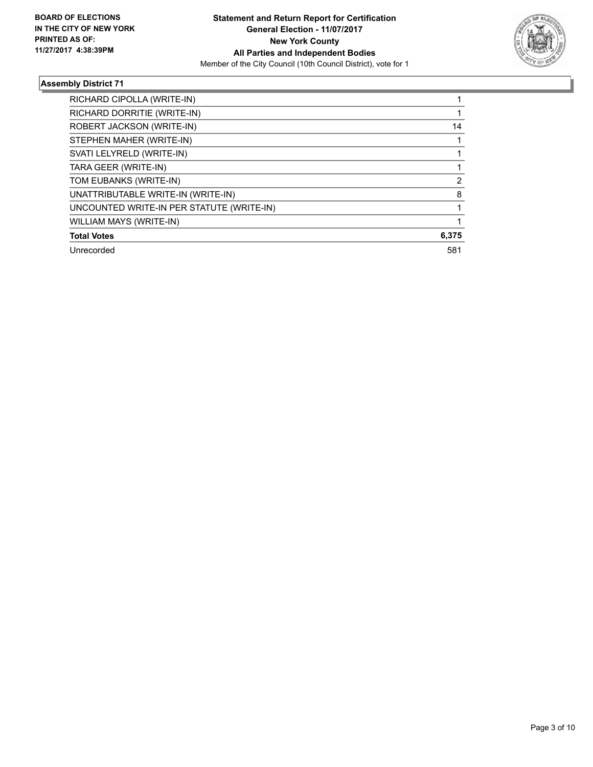**BOARD OF ELECTIONS IN THE CITY OF NEW YORK PRINTED AS OF: 11/27/2017 4:38:39PM**

**Statement and Return Report for Certification**
**General Election - 11/07/2017**
**New York County**
**All Parties and Independent Bodies**
Member of the City Council (10th Council District), vote for 1

### Assembly District 71

| | |
|---|---|
| RICHARD CIPOLLA (WRITE-IN) | 1 |
| RICHARD DORRITIE (WRITE-IN) | 1 |
| ROBERT JACKSON (WRITE-IN) | 14 |
| STEPHEN MAHER (WRITE-IN) | 1 |
| SVATI LELYRELD (WRITE-IN) | 1 |
| TARA GEER (WRITE-IN) | 1 |
| TOM EUBANKS (WRITE-IN) | 2 |
| UNATTRIBUTABLE WRITE-IN (WRITE-IN) | 8 |
| UNCOUNTED WRITE-IN PER STATUTE (WRITE-IN) | 1 |
| WILLIAM MAYS (WRITE-IN) | 1 |
| **Total Votes** | **6,375** |
| Unrecorded | 581 |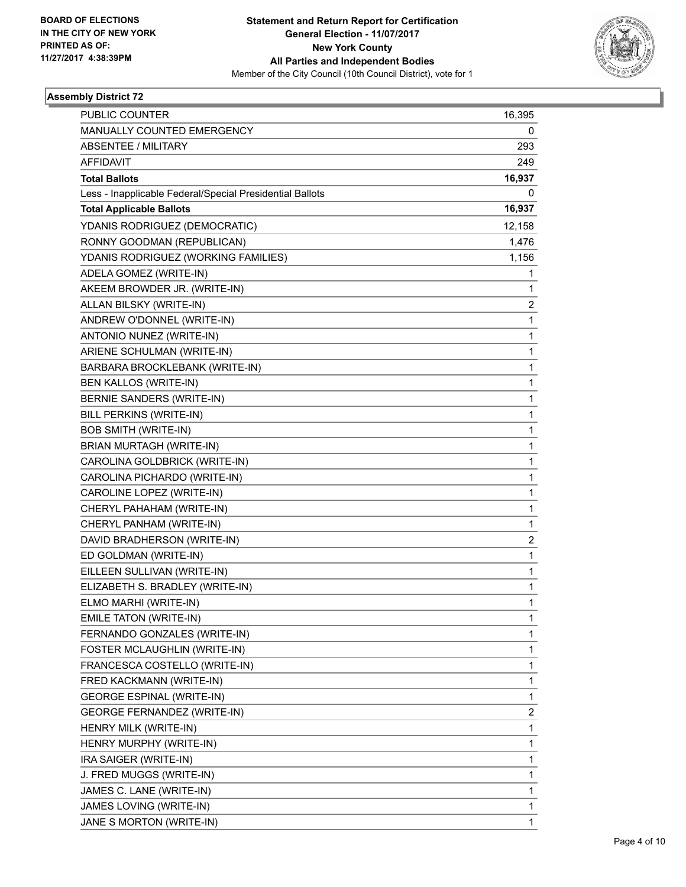BOARD OF ELECTIONS
IN THE CITY OF NEW YORK
PRINTED AS OF:
11/27/2017 4:38:39PM

**Statement and Return Report for Certification**
**General Election - 11/07/2017**
**New York County**
**All Parties and Independent Bodies**
Member of the City Council (10th Council District), vote for 1

**Assembly District 72**

| | |
|---|---|
| PUBLIC COUNTER | 16,395 |
| MANUALLY COUNTED EMERGENCY | 0 |
| ABSENTEE / MILITARY | 293 |
| AFFIDAVIT | 249 |
| **Total Ballots** | **16,937** |
| Less - Inapplicable Federal/Special Presidential Ballots | 0 |
| **Total Applicable Ballots** | **16,937** |
| YDANIS RODRIGUEZ (DEMOCRATIC) | 12,158 |
| RONNY GOODMAN (REPUBLICAN) | 1,476 |
| YDANIS RODRIGUEZ (WORKING FAMILIES) | 1,156 |
| ADELA GOMEZ (WRITE-IN) | 1 |
| AKEEM BROWDER JR. (WRITE-IN) | 1 |
| ALLAN BILSKY (WRITE-IN) | 2 |
| ANDREW O'DONNEL (WRITE-IN) | 1 |
| ANTONIO NUNEZ (WRITE-IN) | 1 |
| ARIENE SCHULMAN (WRITE-IN) | 1 |
| BARBARA BROCKLEBANK (WRITE-IN) | 1 |
| BEN KALLOS (WRITE-IN) | 1 |
| BERNIE SANDERS (WRITE-IN) | 1 |
| BILL PERKINS (WRITE-IN) | 1 |
| BOB SMITH (WRITE-IN) | 1 |
| BRIAN MURTAGH (WRITE-IN) | 1 |
| CAROLINA GOLDBRICK (WRITE-IN) | 1 |
| CAROLINA PICHARDO (WRITE-IN) | 1 |
| CAROLINE LOPEZ (WRITE-IN) | 1 |
| CHERYL PAHAHAM (WRITE-IN) | 1 |
| CHERYL PANHAM (WRITE-IN) | 1 |
| DAVID BRADHERSON (WRITE-IN) | 2 |
| ED GOLDMAN (WRITE-IN) | 1 |
| EILLEEN SULLIVAN (WRITE-IN) | 1 |
| ELIZABETH S. BRADLEY (WRITE-IN) | 1 |
| ELMO MARHI (WRITE-IN) | 1 |
| EMILE TATON (WRITE-IN) | 1 |
| FERNANDO GONZALES (WRITE-IN) | 1 |
| FOSTER MCLAUGHLIN (WRITE-IN) | 1 |
| FRANCESCA COSTELLO (WRITE-IN) | 1 |
| FRED KACKMANN (WRITE-IN) | 1 |
| GEORGE ESPINAL (WRITE-IN) | 1 |
| GEORGE FERNANDEZ (WRITE-IN) | 2 |
| HENRY MILK (WRITE-IN) | 1 |
| HENRY MURPHY (WRITE-IN) | 1 |
| IRA SAIGER (WRITE-IN) | 1 |
| J. FRED MUGGS (WRITE-IN) | 1 |
| JAMES C. LANE (WRITE-IN) | 1 |
| JAMES LOVING (WRITE-IN) | 1 |
| JANE S MORTON (WRITE-IN) | 1 |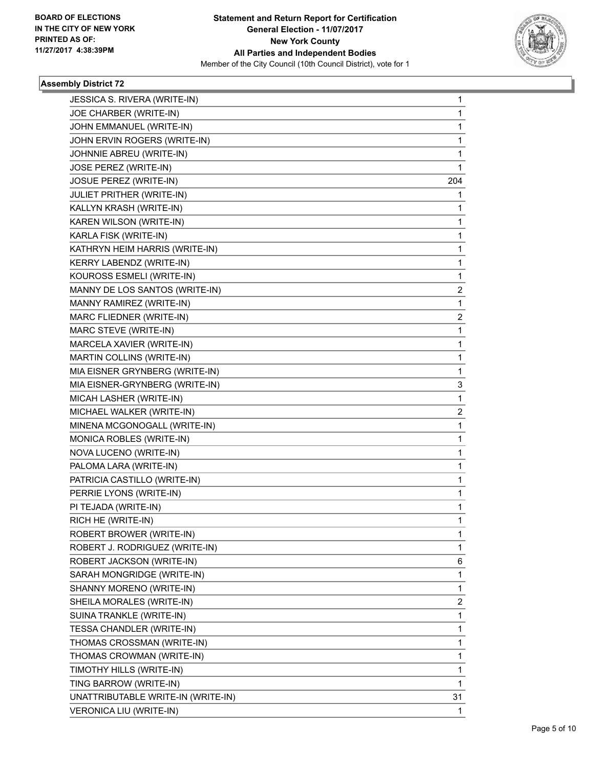BOARD OF ELECTIONS
IN THE CITY OF NEW YORK
PRINTED AS OF:
11/27/2017 4:38:39PM

**Statement and Return Report for Certification**
**General Election - 11/07/2017**
**New York County**
**All Parties and Independent Bodies**
Member of the City Council (10th Council District), vote for 1

### Assembly District 72

| | |
|---|---|
| JESSICA S. RIVERA (WRITE-IN) | 1 |
| JOE CHARBER (WRITE-IN) | 1 |
| JOHN EMMANUEL (WRITE-IN) | 1 |
| JOHN ERVIN ROGERS (WRITE-IN) | 1 |
| JOHNNIE ABREU (WRITE-IN) | 1 |
| JOSE PEREZ (WRITE-IN) | 1 |
| JOSUE PEREZ (WRITE-IN) | 204 |
| JULIET PRITHER (WRITE-IN) | 1 |
| KALLYN KRASH (WRITE-IN) | 1 |
| KAREN WILSON (WRITE-IN) | 1 |
| KARLA FISK (WRITE-IN) | 1 |
| KATHRYN HEIM HARRIS (WRITE-IN) | 1 |
| KERRY LABENDZ (WRITE-IN) | 1 |
| KOUROSS ESMELI (WRITE-IN) | 1 |
| MANNY DE LOS SANTOS (WRITE-IN) | 2 |
| MANNY RAMIREZ (WRITE-IN) | 1 |
| MARC FLIEDNER (WRITE-IN) | 2 |
| MARC STEVE (WRITE-IN) | 1 |
| MARCELA XAVIER (WRITE-IN) | 1 |
| MARTIN COLLINS (WRITE-IN) | 1 |
| MIA EISNER GRYNBERG (WRITE-IN) | 1 |
| MIA EISNER-GRYNBERG (WRITE-IN) | 3 |
| MICAH LASHER (WRITE-IN) | 1 |
| MICHAEL WALKER (WRITE-IN) | 2 |
| MINENA MCGONOGALL (WRITE-IN) | 1 |
| MONICA ROBLES (WRITE-IN) | 1 |
| NOVA LUCENO (WRITE-IN) | 1 |
| PALOMA LARA (WRITE-IN) | 1 |
| PATRICIA CASTILLO (WRITE-IN) | 1 |
| PERRIE LYONS (WRITE-IN) | 1 |
| PI TEJADA (WRITE-IN) | 1 |
| RICH HE (WRITE-IN) | 1 |
| ROBERT BROWER (WRITE-IN) | 1 |
| ROBERT J. RODRIGUEZ (WRITE-IN) | 1 |
| ROBERT JACKSON (WRITE-IN) | 6 |
| SARAH MONGRIDGE (WRITE-IN) | 1 |
| SHANNY MORENO (WRITE-IN) | 1 |
| SHEILA MORALES (WRITE-IN) | 2 |
| SUINA TRANKLE (WRITE-IN) | 1 |
| TESSA CHANDLER (WRITE-IN) | 1 |
| THOMAS CROSSMAN (WRITE-IN) | 1 |
| THOMAS CROWMAN (WRITE-IN) | 1 |
| TIMOTHY HILLS (WRITE-IN) | 1 |
| TING BARROW (WRITE-IN) | 1 |
| UNATTRIBUTABLE WRITE-IN (WRITE-IN) | 31 |
| VERONICA LIU (WRITE-IN) | 1 |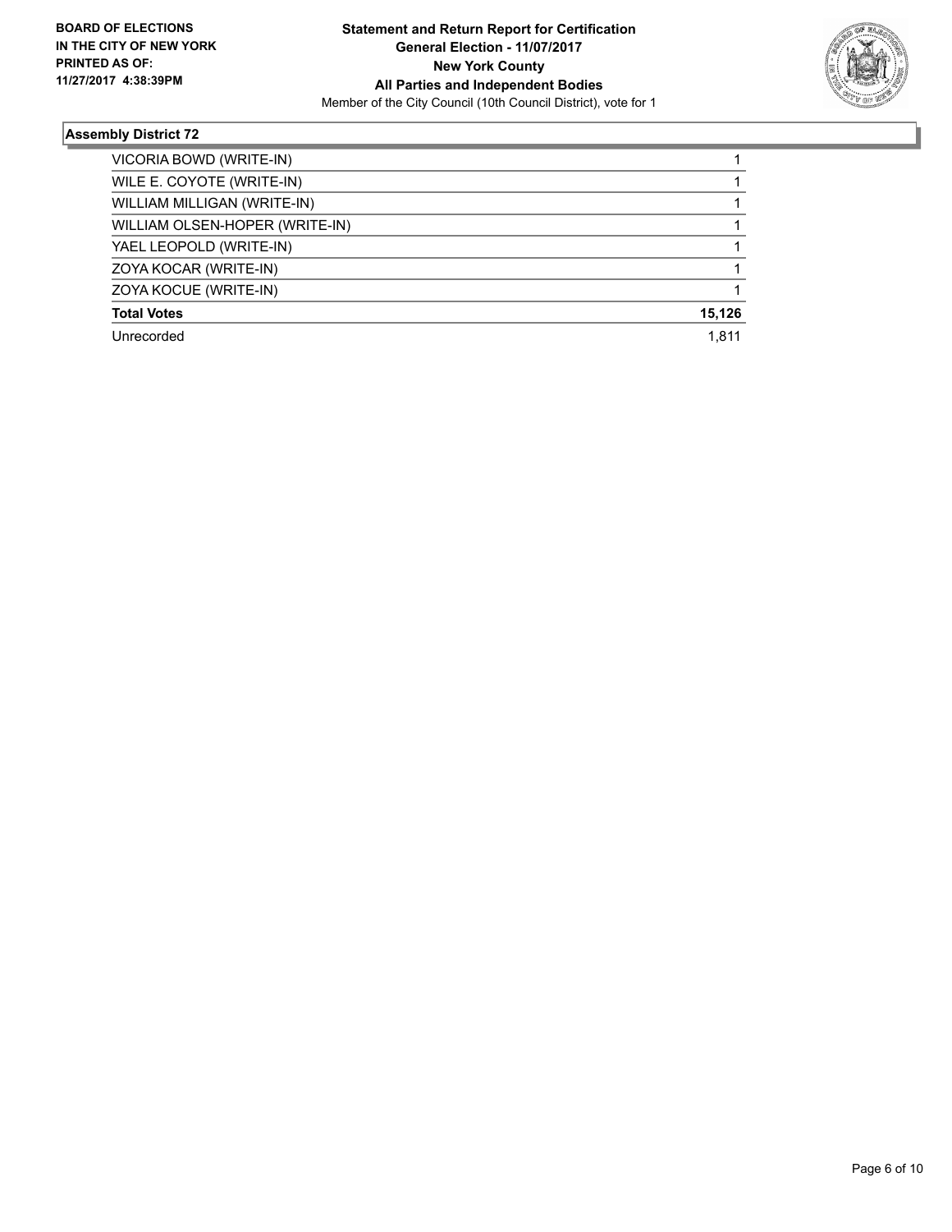**BOARD OF ELECTIONS IN THE CITY OF NEW YORK PRINTED AS OF: 11/27/2017 4:38:39PM**

**Statement and Return Report for Certification**
**General Election - 11/07/2017**
**New York County**
**All Parties and Independent Bodies**
Member of the City Council (10th Council District), vote for 1

### Assembly District 72

| | |
|---|---|
| VICORIA BOWD (WRITE-IN) | 1 |
| WILE E. COYOTE (WRITE-IN) | 1 |
| WILLIAM MILLIGAN (WRITE-IN) | 1 |
| WILLIAM OLSEN-HOPER (WRITE-IN) | 1 |
| YAEL LEOPOLD (WRITE-IN) | 1 |
| ZOYA KOCAR (WRITE-IN) | 1 |
| ZOYA KOCUE (WRITE-IN) | 1 |
| **Total Votes** | **15,126** |
| Unrecorded | 1,811 |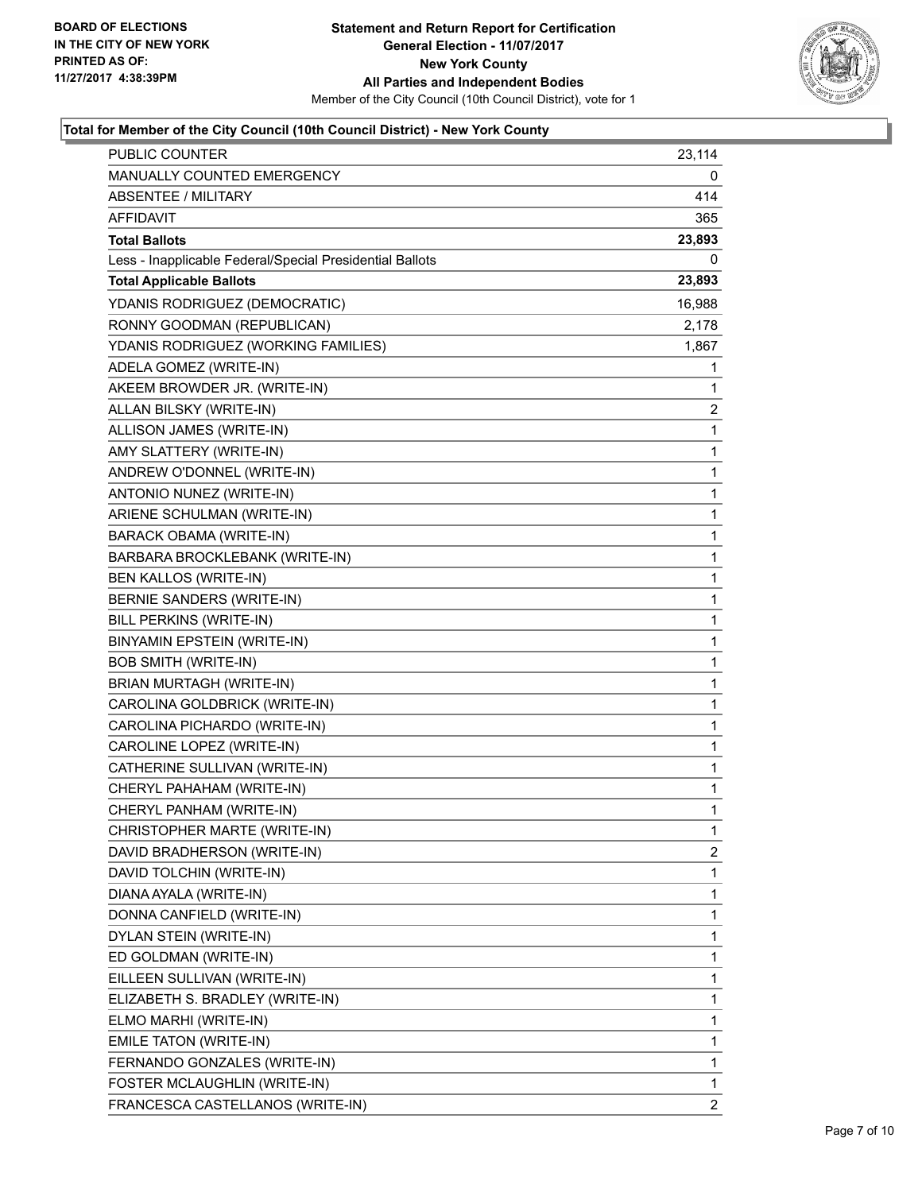**Statement and Return Report for Certification**
**General Election - 11/07/2017**
**New York County**
**All Parties and Independent Bodies**
Member of the City Council (10th Council District), vote for 1

BOARD OF ELECTIONS
IN THE CITY OF NEW YORK
PRINTED AS OF:
11/27/2017 4:38:39PM

### Total for Member of the City Council (10th Council District) - New York County

| | |
|---|---|
| PUBLIC COUNTER | 23,114 |
| MANUALLY COUNTED EMERGENCY | 0 |
| ABSENTEE / MILITARY | 414 |
| AFFIDAVIT | 365 |
| **Total Ballots** | **23,893** |
| Less - Inapplicable Federal/Special Presidential Ballots | 0 |
| **Total Applicable Ballots** | **23,893** |
| YDANIS RODRIGUEZ (DEMOCRATIC) | 16,988 |
| RONNY GOODMAN (REPUBLICAN) | 2,178 |
| YDANIS RODRIGUEZ (WORKING FAMILIES) | 1,867 |
| ADELA GOMEZ (WRITE-IN) | 1 |
| AKEEM BROWDER JR. (WRITE-IN) | 1 |
| ALLAN BILSKY (WRITE-IN) | 2 |
| ALLISON JAMES (WRITE-IN) | 1 |
| AMY SLATTERY (WRITE-IN) | 1 |
| ANDREW O'DONNEL (WRITE-IN) | 1 |
| ANTONIO NUNEZ (WRITE-IN) | 1 |
| ARIENE SCHULMAN (WRITE-IN) | 1 |
| BARACK OBAMA (WRITE-IN) | 1 |
| BARBARA BROCKLEBANK (WRITE-IN) | 1 |
| BEN KALLOS (WRITE-IN) | 1 |
| BERNIE SANDERS (WRITE-IN) | 1 |
| BILL PERKINS (WRITE-IN) | 1 |
| BINYAMIN EPSTEIN (WRITE-IN) | 1 |
| BOB SMITH (WRITE-IN) | 1 |
| BRIAN MURTAGH (WRITE-IN) | 1 |
| CAROLINA GOLDBRICK (WRITE-IN) | 1 |
| CAROLINA PICHARDO (WRITE-IN) | 1 |
| CAROLINE LOPEZ (WRITE-IN) | 1 |
| CATHERINE SULLIVAN (WRITE-IN) | 1 |
| CHERYL PAHAHAM (WRITE-IN) | 1 |
| CHERYL PANHAM (WRITE-IN) | 1 |
| CHRISTOPHER MARTE (WRITE-IN) | 1 |
| DAVID BRADHERSON (WRITE-IN) | 2 |
| DAVID TOLCHIN (WRITE-IN) | 1 |
| DIANA AYALA (WRITE-IN) | 1 |
| DONNA CANFIELD (WRITE-IN) | 1 |
| DYLAN STEIN (WRITE-IN) | 1 |
| ED GOLDMAN (WRITE-IN) | 1 |
| EILLEEN SULLIVAN (WRITE-IN) | 1 |
| ELIZABETH S. BRADLEY (WRITE-IN) | 1 |
| ELMO MARHI (WRITE-IN) | 1 |
| EMILE TATON (WRITE-IN) | 1 |
| FERNANDO GONZALES (WRITE-IN) | 1 |
| FOSTER MCLAUGHLIN (WRITE-IN) | 1 |
| FRANCESCA CASTELLANOS (WRITE-IN) | 2 |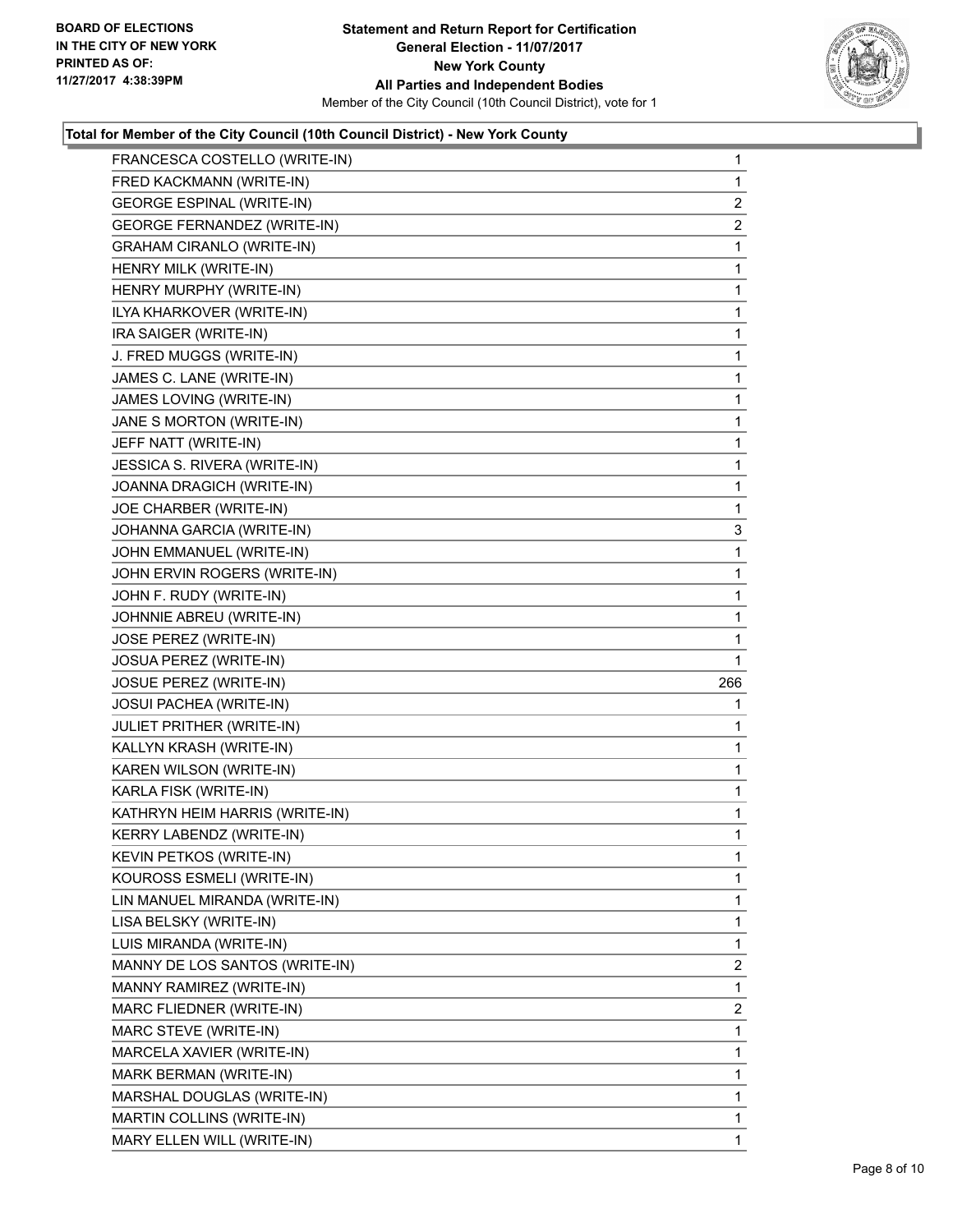**Total for Member of the City Council (10th Council District) - New York County**

| | |
|---|---|
| FRANCESCA COSTELLO (WRITE-IN) | 1 |
| FRED KACKMANN (WRITE-IN) | 1 |
| GEORGE ESPINAL (WRITE-IN) | 2 |
| GEORGE FERNANDEZ (WRITE-IN) | 2 |
| GRAHAM CIRANLO (WRITE-IN) | 1 |
| HENRY MILK (WRITE-IN) | 1 |
| HENRY MURPHY (WRITE-IN) | 1 |
| ILYA KHARKOVER (WRITE-IN) | 1 |
| IRA SAIGER (WRITE-IN) | 1 |
| J. FRED MUGGS (WRITE-IN) | 1 |
| JAMES C. LANE (WRITE-IN) | 1 |
| JAMES LOVING (WRITE-IN) | 1 |
| JANE S MORTON (WRITE-IN) | 1 |
| JEFF NATT (WRITE-IN) | 1 |
| JESSICA S. RIVERA (WRITE-IN) | 1 |
| JOANNA DRAGICH (WRITE-IN) | 1 |
| JOE CHARBER (WRITE-IN) | 1 |
| JOHANNA GARCIA (WRITE-IN) | 3 |
| JOHN EMMANUEL (WRITE-IN) | 1 |
| JOHN ERVIN ROGERS (WRITE-IN) | 1 |
| JOHN F. RUDY (WRITE-IN) | 1 |
| JOHNNIE ABREU (WRITE-IN) | 1 |
| JOSE PEREZ (WRITE-IN) | 1 |
| JOSUA PEREZ (WRITE-IN) | 1 |
| JOSUE PEREZ (WRITE-IN) | 266 |
| JOSUI PACHEA (WRITE-IN) | 1 |
| JULIET PRITHER (WRITE-IN) | 1 |
| KALLYN KRASH (WRITE-IN) | 1 |
| KAREN WILSON (WRITE-IN) | 1 |
| KARLA FISK (WRITE-IN) | 1 |
| KATHRYN HEIM HARRIS (WRITE-IN) | 1 |
| KERRY LABENDZ (WRITE-IN) | 1 |
| KEVIN PETKOS (WRITE-IN) | 1 |
| KOUROSS ESMELI (WRITE-IN) | 1 |
| LIN MANUEL MIRANDA (WRITE-IN) | 1 |
| LISA BELSKY (WRITE-IN) | 1 |
| LUIS MIRANDA (WRITE-IN) | 1 |
| MANNY DE LOS SANTOS (WRITE-IN) | 2 |
| MANNY RAMIREZ (WRITE-IN) | 1 |
| MARC FLIEDNER (WRITE-IN) | 2 |
| MARC STEVE (WRITE-IN) | 1 |
| MARCELA XAVIER (WRITE-IN) | 1 |
| MARK BERMAN (WRITE-IN) | 1 |
| MARSHAL DOUGLAS (WRITE-IN) | 1 |
| MARTIN COLLINS (WRITE-IN) | 1 |
| MARY ELLEN WILL (WRITE-IN) | 1 |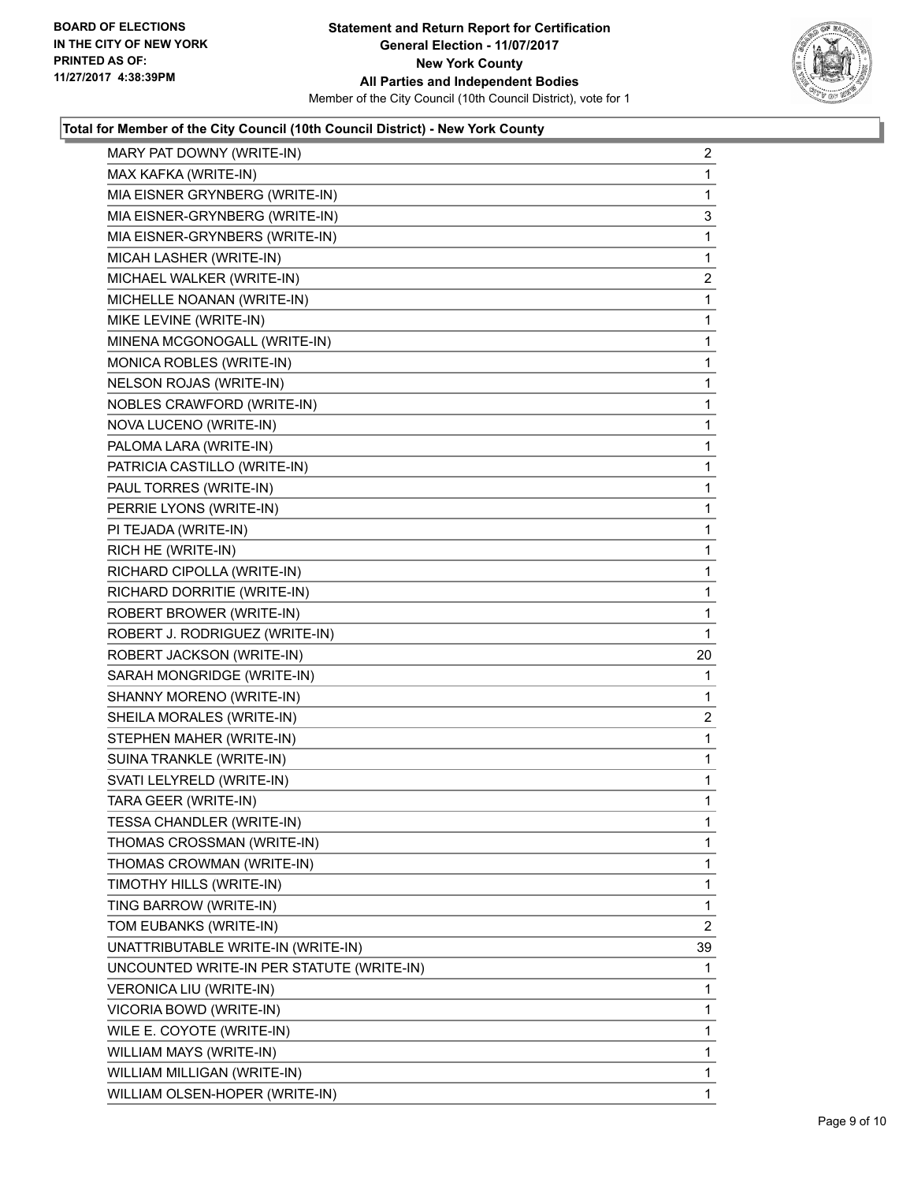**BOARD OF ELECTIONS IN THE CITY OF NEW YORK PRINTED AS OF: 11/27/2017 4:38:39PM**

**Statement and Return Report for Certification General Election - 11/07/2017 New York County All Parties and Independent Bodies**

Member of the City Council (10th Council District), vote for 1

**Total for Member of the City Council (10th Council District) - New York County**

| | |
|---|---|
| MARY PAT DOWNY (WRITE-IN) | 2 |
| MAX KAFKA (WRITE-IN) | 1 |
| MIA EISNER GRYNBERG (WRITE-IN) | 1 |
| MIA EISNER-GRYNBERG (WRITE-IN) | 3 |
| MIA EISNER-GRYNBERS (WRITE-IN) | 1 |
| MICAH LASHER (WRITE-IN) | 1 |
| MICHAEL WALKER (WRITE-IN) | 2 |
| MICHELLE NOANAN (WRITE-IN) | 1 |
| MIKE LEVINE (WRITE-IN) | 1 |
| MINENA MCGONOGALL (WRITE-IN) | 1 |
| MONICA ROBLES (WRITE-IN) | 1 |
| NELSON ROJAS (WRITE-IN) | 1 |
| NOBLES CRAWFORD (WRITE-IN) | 1 |
| NOVA LUCENO (WRITE-IN) | 1 |
| PALOMA LARA (WRITE-IN) | 1 |
| PATRICIA CASTILLO (WRITE-IN) | 1 |
| PAUL TORRES (WRITE-IN) | 1 |
| PERRIE LYONS (WRITE-IN) | 1 |
| PI TEJADA (WRITE-IN) | 1 |
| RICH HE (WRITE-IN) | 1 |
| RICHARD CIPOLLA (WRITE-IN) | 1 |
| RICHARD DORRITIE (WRITE-IN) | 1 |
| ROBERT BROWER (WRITE-IN) | 1 |
| ROBERT J. RODRIGUEZ (WRITE-IN) | 1 |
| ROBERT JACKSON (WRITE-IN) | 20 |
| SARAH MONGRIDGE (WRITE-IN) | 1 |
| SHANNY MORENO (WRITE-IN) | 1 |
| SHEILA MORALES (WRITE-IN) | 2 |
| STEPHEN MAHER (WRITE-IN) | 1 |
| SUINA TRANKLE (WRITE-IN) | 1 |
| SVATI LELYRELD (WRITE-IN) | 1 |
| TARA GEER (WRITE-IN) | 1 |
| TESSA CHANDLER (WRITE-IN) | 1 |
| THOMAS CROSSMAN (WRITE-IN) | 1 |
| THOMAS CROWMAN (WRITE-IN) | 1 |
| TIMOTHY HILLS (WRITE-IN) | 1 |
| TING BARROW (WRITE-IN) | 1 |
| TOM EUBANKS (WRITE-IN) | 2 |
| UNATTRIBUTABLE WRITE-IN (WRITE-IN) | 39 |
| UNCOUNTED WRITE-IN PER STATUTE (WRITE-IN) | 1 |
| VERONICA LIU (WRITE-IN) | 1 |
| VICORIA BOWD (WRITE-IN) | 1 |
| WILE E. COYOTE (WRITE-IN) | 1 |
| WILLIAM MAYS (WRITE-IN) | 1 |
| WILLIAM MILLIGAN (WRITE-IN) | 1 |
| WILLIAM OLSEN-HOPER (WRITE-IN) | 1 |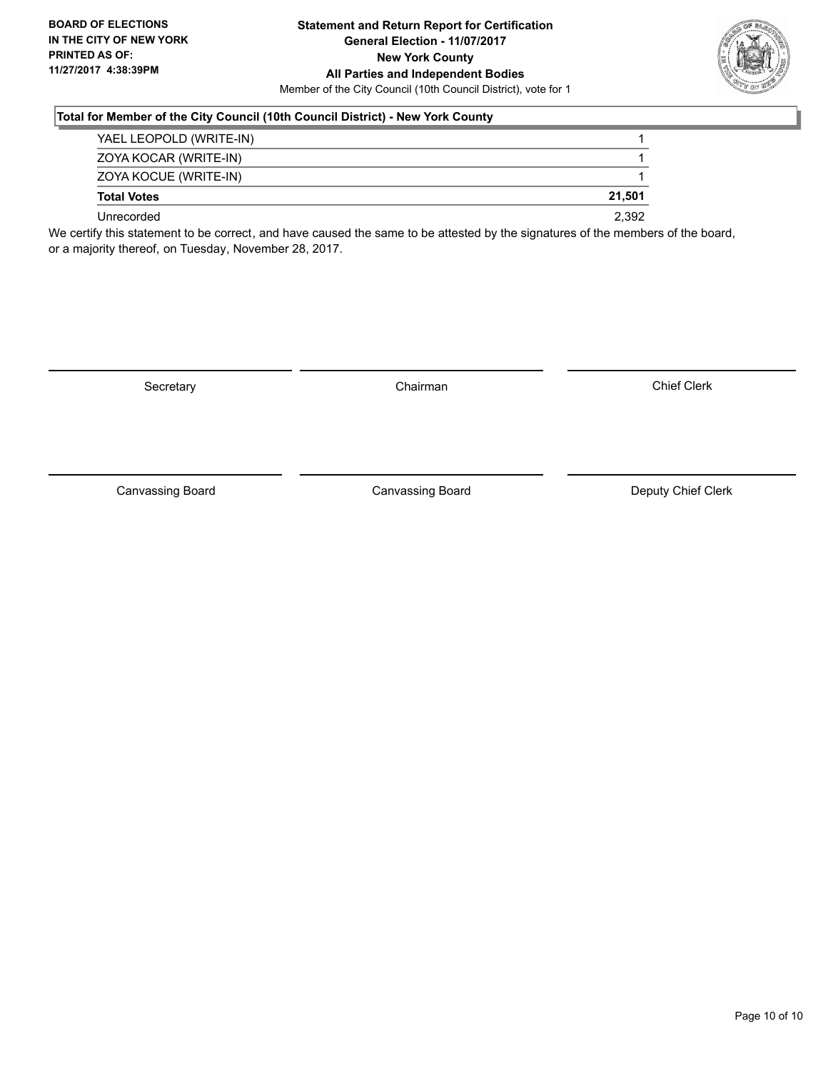**BOARD OF ELECTIONS IN THE CITY OF NEW YORK PRINTED AS OF: 11/27/2017 4:38:39PM**

**Statement and Return Report for Certification**
**General Election - 11/07/2017**
**New York County**
**All Parties and Independent Bodies**
Member of the City Council (10th Council District), vote for 1

**Total for Member of the City Council (10th Council District) - New York County**

| | |
|---|---|
| YAEL LEOPOLD (WRITE-IN) | 1 |
| ZOYA KOCAR (WRITE-IN) | 1 |
| ZOYA KOCUE (WRITE-IN) | 1 |
| **Total Votes** | **21,501** |
| Unrecorded | 2,392 |

We certify this statement to be correct, and have caused the same to be attested by the signatures of the members of the board, or a majority thereof, on Tuesday, November 28, 2017.

Secretary

Chairman

Chief Clerk

Canvassing Board

Canvassing Board

Deputy Chief Clerk